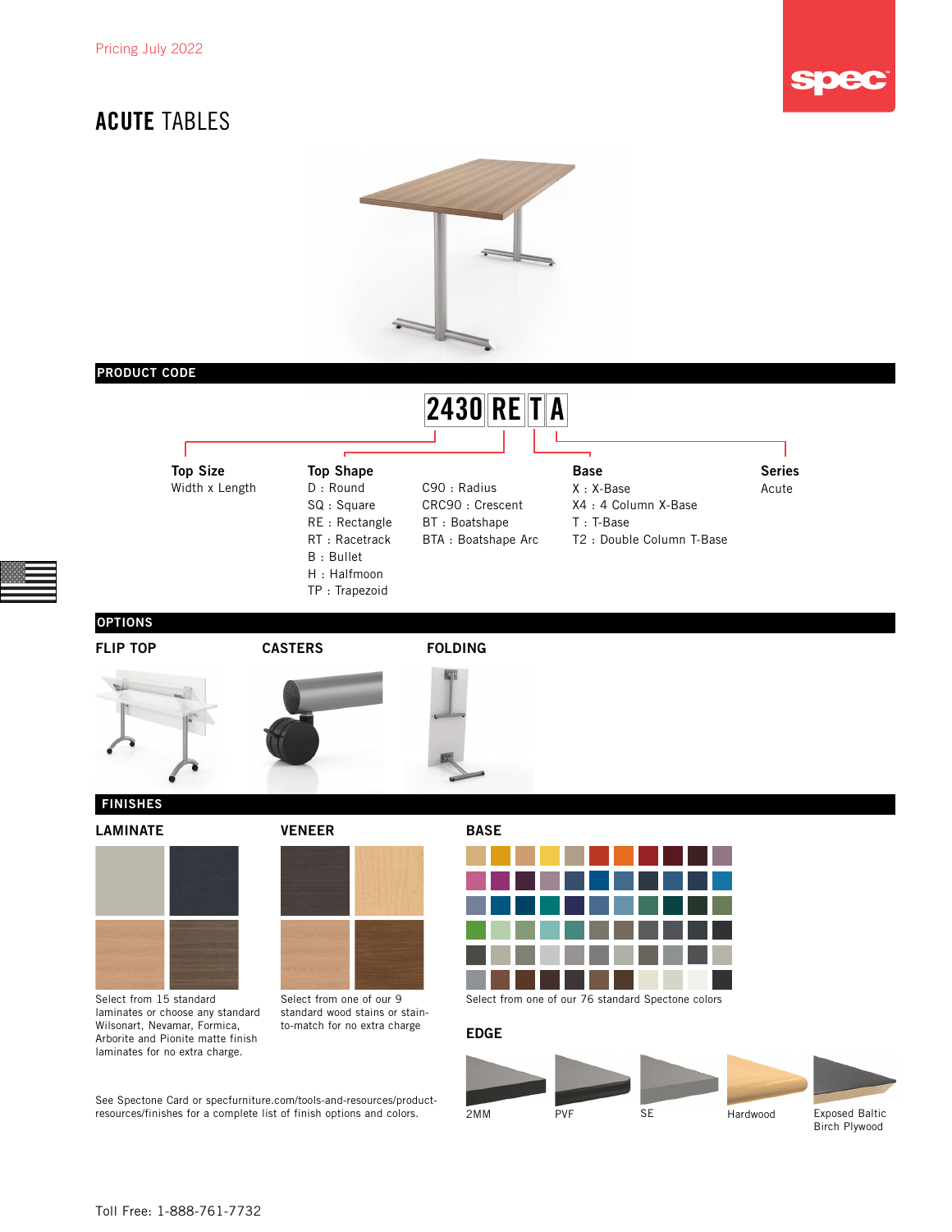Pricing July 2022

# ACUTE TABLES

## PRODUCT CODE

**2430 RE T A**

**Top Size**
Width x Length

**Top Shape**
D : Round
SQ : Square
RE : Rectangle
RT : Racetrack
B : Bullet
H : Halfmoon
TP : Trapezoid
C90 : Radius
CRC90 : Crescent
BT : Boatshape
BTA : Boatshape Arc

**Base**
X : X-Base
X4 : 4 Column X-Base
T : T-Base
T2 : Double Column T-Base

**Series**
Acute

## OPTIONS

### FLIP TOP

### CASTERS

### FOLDING

## FINISHES

### LAMINATE

Select from 15 standard laminates or choose any standard Wilsonart, Nevamar, Formica, Arborite and Pionite matte finish laminates for no extra charge.

### VENEER

Select from one of our 9 standard wood stains or stain-to-match for no extra charge

### BASE

Select from one of our 76 standard Spectone colors

### EDGE

2MM
PVF
SE
Hardwood
Exposed Baltic Birch Plywood

See Spectone Card or specfurniture.com/tools-and-resources/product-resources/finishes for a complete list of finish options and colors.

Toll Free: 1-888-761-7732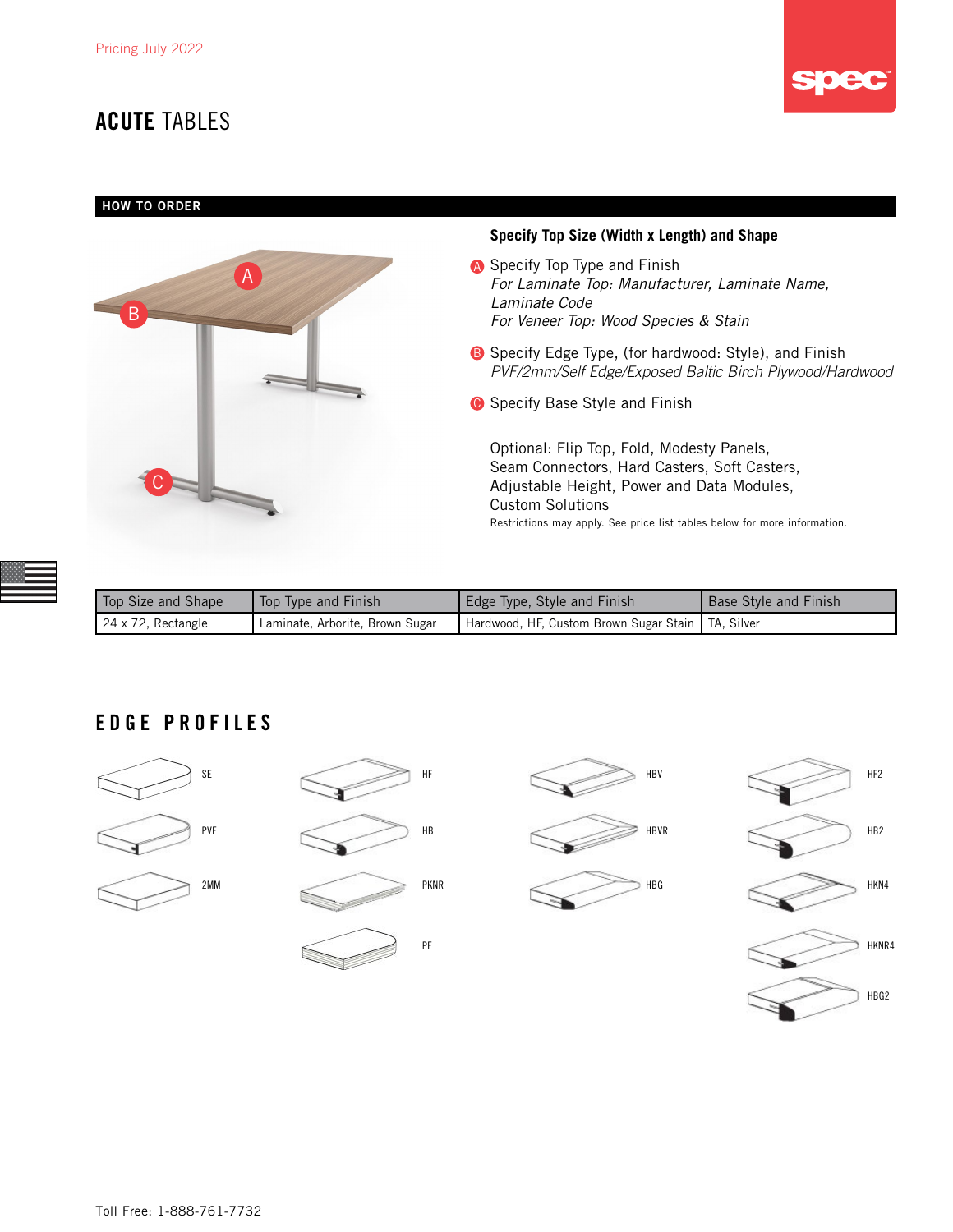Pricing July 2022

# ACUTE TABLES

## HOW TO ORDER

**Specify Top Size (Width x Length) and Shape**

A Specify Top Type and Finish
*For Laminate Top: Manufacturer, Laminate Name, Laminate Code*
*For Veneer Top: Wood Species & Stain*

B Specify Edge Type, (for hardwood: Style), and Finish
*PVF/2mm/Self Edge/Exposed Baltic Birch Plywood/Hardwood*

C Specify Base Style and Finish

Optional: Flip Top, Fold, Modesty Panels, Seam Connectors, Hard Casters, Soft Casters, Adjustable Height, Power and Data Modules, Custom Solutions

Restrictions may apply. See price list tables below for more information.

| Top Size and Shape | Top Type and Finish | Edge Type, Style and Finish | Base Style and Finish |
|---|---|---|---|
| 24 x 72, Rectangle | Laminate, Arborite, Brown Sugar | Hardwood, HF, Custom Brown Sugar Stain | TA, Silver |

## EDGE PROFILES

SE
PVF
2MM
HF
HB
PKNR
PF
HBV
HBVR
HBG
HF2
HB2
HKN4
HKNR4
HBG2

Toll Free: 1-888-761-7732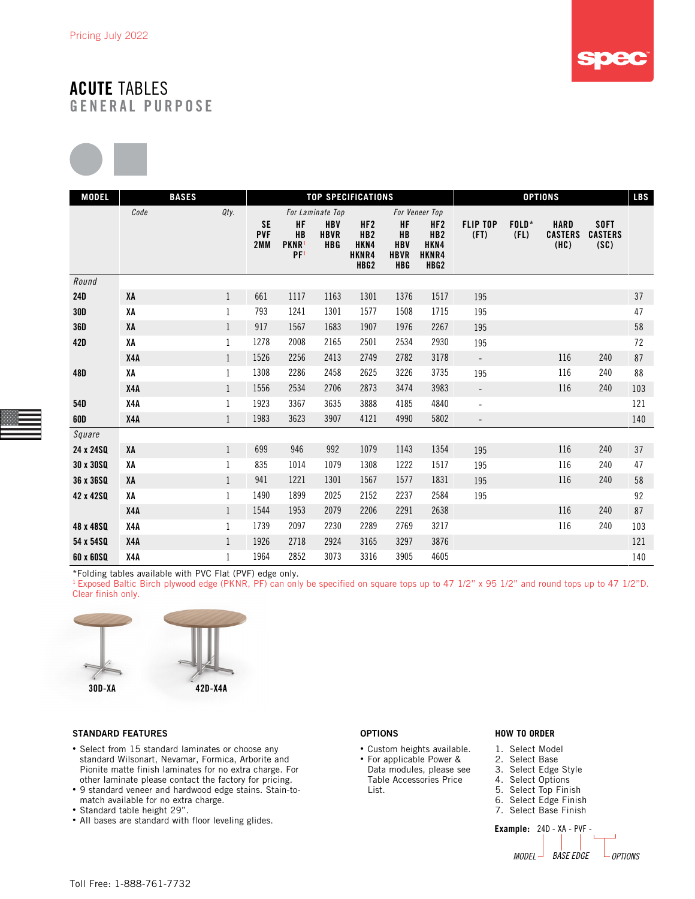Pricing July 2022

# ACUTE TABLES
## GENERAL PURPOSE

| MODEL | BASES | | TOP SPECIFICATIONS | | | | | | OPTIONS | | | | LBS |
|---|---|---|---|---|---|---|---|---|---|---|---|---|---|
| | Code | Qty. | For Laminate Top | | | | For Veneer Top | | | | | | |
| | | | SE PVF 2MM | HF HB PKNR[1] PF[1] | HBV HBVR HBG | HF2 HB2 HKN4 HKNR4 HBG2 | HF HB HBV HBVR HBG | HF2 HB2 HKN4 HKNR4 HBG2 | FLIP TOP (FT) | FOLD* (FL) | HARD CASTERS (HC) | SOFT CASTERS (SC) | |
| *Round* | | | | | | | | | | | | | |
| 24D | XA | 1 | 661 | 1117 | 1163 | 1301 | 1376 | 1517 | 195 | | | | 37 |
| 30D | XA | 1 | 793 | 1241 | 1301 | 1577 | 1508 | 1715 | 195 | | | | 47 |
| 36D | XA | 1 | 917 | 1567 | 1683 | 1907 | 1976 | 2267 | 195 | | | | 58 |
| 42D | XA | 1 | 1278 | 2008 | 2165 | 2501 | 2534 | 2930 | 195 | | | | 72 |
| | X4A | 1 | 1526 | 2256 | 2413 | 2749 | 2782 | 3178 | - | | 116 | 240 | 87 |
| 48D | XA | 1 | 1308 | 2286 | 2458 | 2625 | 3226 | 3735 | 195 | | 116 | 240 | 88 |
| | X4A | 1 | 1556 | 2534 | 2706 | 2873 | 3474 | 3983 | - | | 116 | 240 | 103 |
| 54D | X4A | 1 | 1923 | 3367 | 3635 | 3888 | 4185 | 4840 | - | | | | 121 |
| 60D | X4A | 1 | 1983 | 3623 | 3907 | 4121 | 4990 | 5802 | - | | | | 140 |
| *Square* | | | | | | | | | | | | | |
| 24 x 24SQ | XA | 1 | 699 | 946 | 992 | 1079 | 1143 | 1354 | 195 | | 116 | 240 | 37 |
| 30 x 30SQ | XA | 1 | 835 | 1014 | 1079 | 1308 | 1222 | 1517 | 195 | | 116 | 240 | 47 |
| 36 x 36SQ | XA | 1 | 941 | 1221 | 1301 | 1567 | 1577 | 1831 | 195 | | 116 | 240 | 58 |
| 42 x 42SQ | XA | 1 | 1490 | 1899 | 2025 | 2152 | 2237 | 2584 | 195 | | | | 92 |
| | X4A | 1 | 1544 | 1953 | 2079 | 2206 | 2291 | 2638 | | | 116 | 240 | 87 |
| 48 x 48SQ | X4A | 1 | 1739 | 2097 | 2230 | 2289 | 2769 | 3217 | | | 116 | 240 | 103 |
| 54 x 54SQ | X4A | 1 | 1926 | 2718 | 2924 | 3165 | 3297 | 3876 | | | | | 121 |
| 60 x 60SQ | X4A | 1 | 1964 | 2852 | 3073 | 3316 | 3905 | 4605 | | | | | 140 |

*Folding tables available with PVC Flat (PVF) edge only.

[1] Exposed Baltic Birch plywood edge (PKNR, PF) can only be specified on square tops up to 47 1/2" x 95 1/2" and round tops up to 47 1/2"D. Clear finish only.

30D-XA

42D-X4A

### STANDARD FEATURES

- Select from 15 standard laminates or choose any standard Wilsonart, Nevamar, Formica, Arborite and Pionite matte finish laminates for no extra charge. For other laminate please contact the factory for pricing.
- 9 standard veneer and hardwood edge stains. Stain-to-match available for no extra charge.
- Standard table height 29".
- All bases are standard with floor leveling glides.

### OPTIONS

- Custom heights available.
- For applicable Power & Data modules, please see Table Accessories Price List.

### HOW TO ORDER

1. Select Model
2. Select Base
3. Select Edge Style
4. Select Options
5. Select Top Finish
6. Select Edge Finish
7. Select Base Finish

**Example:** 24D - XA - PVF -

MODEL — BASE — EDGE — OPTIONS

Toll Free: 1-888-761-7732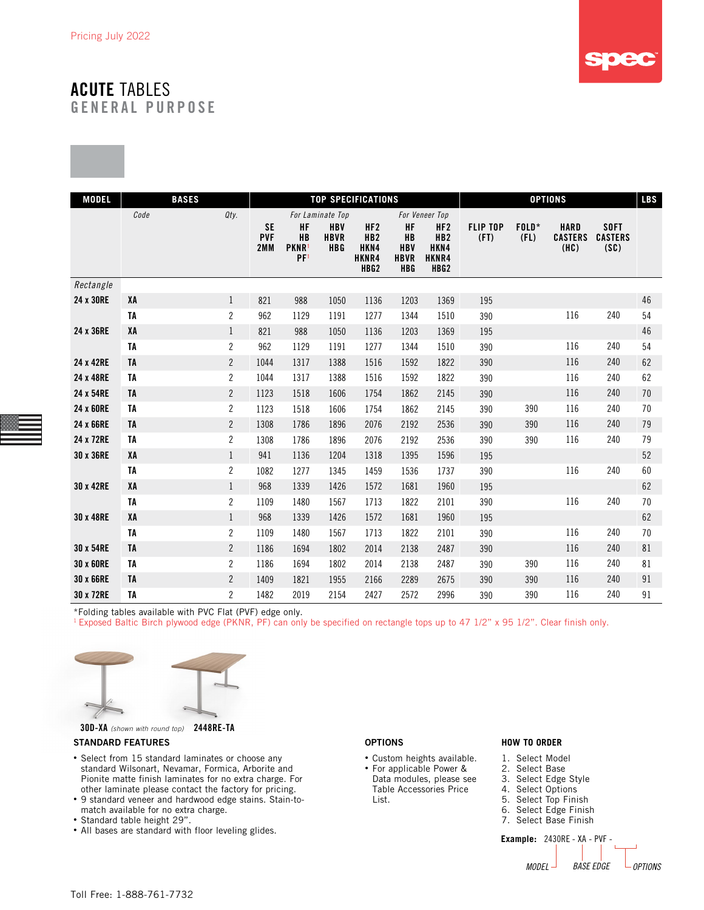Pricing July 2022

# ACUTE TABLES
## GENERAL PURPOSE

| MODEL | BASES | | TOP SPECIFICATIONS | | | | | | OPTIONS | | | | LBS |
|---|---|---|---|---|---|---|---|---|---|---|---|---|---|
| | Code | Qty. | For Laminate Top | | | | For Veneer Top | | | | | | |
| | | | SE PVF 2MM | HF HB PKNR[1] PF[1] | HBV HBVR HBG | HF2 HB2 HKN4 HKNR4 HBG2 | HF HB HBV HBVR HBG | HF2 HB2 HKN4 HKNR4 HBG2 | FLIP TOP (FT) | FOLD* (FL) | HARD CASTERS (HC) | SOFT CASTERS (SC) | |
| *Rectangle* | | | | | | | | | | | | | |
| 24 x 30RE | XA | 1 | 821 | 988 | 1050 | 1136 | 1203 | 1369 | 195 | | | | 46 |
| | TA | 2 | 962 | 1129 | 1191 | 1277 | 1344 | 1510 | 390 | | 116 | 240 | 54 |
| 24 x 36RE | XA | 1 | 821 | 988 | 1050 | 1136 | 1203 | 1369 | 195 | | | | 46 |
| | TA | 2 | 962 | 1129 | 1191 | 1277 | 1344 | 1510 | 390 | | 116 | 240 | 54 |
| 24 x 42RE | TA | 2 | 1044 | 1317 | 1388 | 1516 | 1592 | 1822 | 390 | | 116 | 240 | 62 |
| 24 x 48RE | TA | 2 | 1044 | 1317 | 1388 | 1516 | 1592 | 1822 | 390 | | 116 | 240 | 62 |
| 24 x 54RE | TA | 2 | 1123 | 1518 | 1606 | 1754 | 1862 | 2145 | 390 | | 116 | 240 | 70 |
| 24 x 60RE | TA | 2 | 1123 | 1518 | 1606 | 1754 | 1862 | 2145 | 390 | 390 | 116 | 240 | 70 |
| 24 x 66RE | TA | 2 | 1308 | 1786 | 1896 | 2076 | 2192 | 2536 | 390 | 390 | 116 | 240 | 79 |
| 24 x 72RE | TA | 2 | 1308 | 1786 | 1896 | 2076 | 2192 | 2536 | 390 | 390 | 116 | 240 | 79 |
| 30 x 36RE | XA | 1 | 941 | 1136 | 1204 | 1318 | 1395 | 1596 | 195 | | | | 52 |
| | TA | 2 | 1082 | 1277 | 1345 | 1459 | 1536 | 1737 | 390 | | 116 | 240 | 60 |
| 30 x 42RE | XA | 1 | 968 | 1339 | 1426 | 1572 | 1681 | 1960 | 195 | | | | 62 |
| | TA | 2 | 1109 | 1480 | 1567 | 1713 | 1822 | 2101 | 390 | | 116 | 240 | 70 |
| 30 x 48RE | XA | 1 | 968 | 1339 | 1426 | 1572 | 1681 | 1960 | 195 | | | | 62 |
| | TA | 2 | 1109 | 1480 | 1567 | 1713 | 1822 | 2101 | 390 | | 116 | 240 | 70 |
| 30 x 54RE | TA | 2 | 1186 | 1694 | 1802 | 2014 | 2138 | 2487 | 390 | | 116 | 240 | 81 |
| 30 x 60RE | TA | 2 | 1186 | 1694 | 1802 | 2014 | 2138 | 2487 | 390 | 390 | 116 | 240 | 81 |
| 30 x 66RE | TA | 2 | 1409 | 1821 | 1955 | 2166 | 2289 | 2675 | 390 | 390 | 116 | 240 | 91 |
| 30 x 72RE | TA | 2 | 1482 | 2019 | 2154 | 2427 | 2572 | 2996 | 390 | 390 | 116 | 240 | 91 |

*Folding tables available with PVC Flat (PVF) edge only.

[1] Exposed Baltic Birch plywood edge (PKNR, PF) can only be specified on rectangle tops up to 47 1/2" x 95 1/2". Clear finish only.

**30D-XA** *(shown with round top)* **2448RE-TA**

### STANDARD FEATURES

- Select from 15 standard laminates or choose any standard Wilsonart, Nevamar, Formica, Arborite and Pionite matte finish laminates for no extra charge. For other laminate please contact the factory for pricing.
- 9 standard veneer and hardwood edge stains. Stain-to-match available for no extra charge.
- Standard table height 29".
- All bases are standard with floor leveling glides.

### OPTIONS

- Custom heights available.
- For applicable Power & Data modules, please see Table Accessories Price List.

### HOW TO ORDER

1. Select Model
2. Select Base
3. Select Edge Style
4. Select Options
5. Select Top Finish
6. Select Edge Finish
7. Select Base Finish

**Example:** 2430RE - XA - PVF -

*MODEL* *BASE* *EDGE* *OPTIONS*

Toll Free: 1-888-761-7732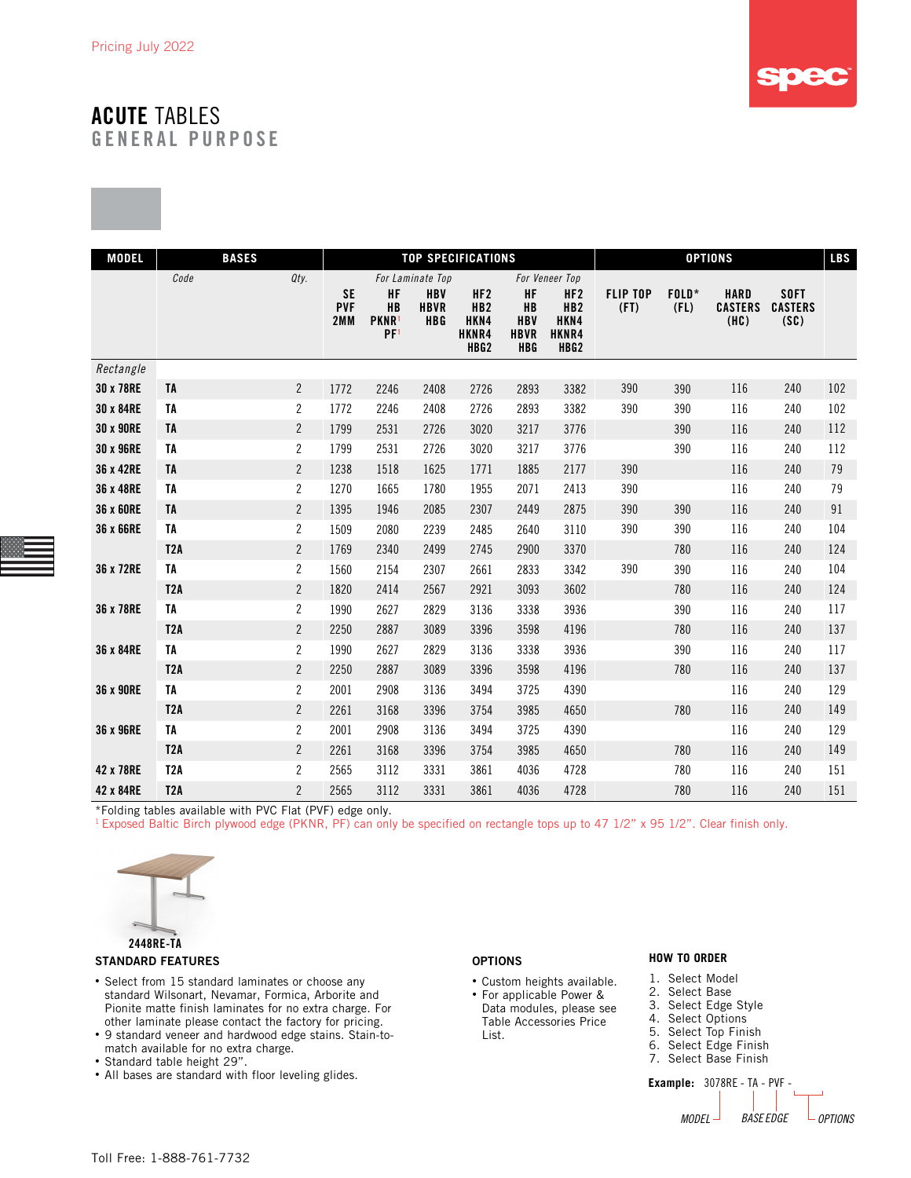Pricing July 2022

# ACUTE TABLES
## GENERAL PURPOSE

| MODEL | BASES | | TOP SPECIFICATIONS | | | | | | OPTIONS | | | | LBS |
|---|---|---|---|---|---|---|---|---|---|---|---|---|---|
| | Code | Qty. | For Laminate Top | | | | For Veneer Top | | | | | | |
| | | | SE PVF 2MM | HF HB PKNR[1] PF[1] | HBV HBVR HBG | HF2 HB2 HKN4 HKNR4 HBG2 | HF HB HBV HBVR HBG | HF2 HB2 HKN4 HKNR4 HBG2 | FLIP TOP (FT) | FOLD* (FL) | HARD CASTERS (HC) | SOFT CASTERS (SC) | |
| *Rectangle* | | | | | | | | | | | | | |
| 30 x 78RE | TA | 2 | 1772 | 2246 | 2408 | 2726 | 2893 | 3382 | 390 | 390 | 116 | 240 | 102 |
| 30 x 84RE | TA | 2 | 1772 | 2246 | 2408 | 2726 | 2893 | 3382 | 390 | 390 | 116 | 240 | 102 |
| 30 x 90RE | TA | 2 | 1799 | 2531 | 2726 | 3020 | 3217 | 3776 | | 390 | 116 | 240 | 112 |
| 30 x 96RE | TA | 2 | 1799 | 2531 | 2726 | 3020 | 3217 | 3776 | | 390 | 116 | 240 | 112 |
| 36 x 42RE | TA | 2 | 1238 | 1518 | 1625 | 1771 | 1885 | 2177 | 390 | | 116 | 240 | 79 |
| 36 x 48RE | TA | 2 | 1270 | 1665 | 1780 | 1955 | 2071 | 2413 | 390 | | 116 | 240 | 79 |
| 36 x 60RE | TA | 2 | 1395 | 1946 | 2085 | 2307 | 2449 | 2875 | 390 | 390 | 116 | 240 | 91 |
| 36 x 66RE | TA | 2 | 1509 | 2080 | 2239 | 2485 | 2640 | 3110 | 390 | 390 | 116 | 240 | 104 |
| | T2A | 2 | 1769 | 2340 | 2499 | 2745 | 2900 | 3370 | | 780 | 116 | 240 | 124 |
| 36 x 72RE | TA | 2 | 1560 | 2154 | 2307 | 2661 | 2833 | 3342 | 390 | 390 | 116 | 240 | 104 |
| | T2A | 2 | 1820 | 2414 | 2567 | 2921 | 3093 | 3602 | | 780 | 116 | 240 | 124 |
| 36 x 78RE | TA | 2 | 1990 | 2627 | 2829 | 3136 | 3338 | 3936 | | 390 | 116 | 240 | 117 |
| | T2A | 2 | 2250 | 2887 | 3089 | 3396 | 3598 | 4196 | | 780 | 116 | 240 | 137 |
| 36 x 84RE | TA | 2 | 1990 | 2627 | 2829 | 3136 | 3338 | 3936 | | 390 | 116 | 240 | 117 |
| | T2A | 2 | 2250 | 2887 | 3089 | 3396 | 3598 | 4196 | | 780 | 116 | 240 | 137 |
| 36 x 90RE | TA | 2 | 2001 | 2908 | 3136 | 3494 | 3725 | 4390 | | | 116 | 240 | 129 |
| | T2A | 2 | 2261 | 3168 | 3396 | 3754 | 3985 | 4650 | | 780 | 116 | 240 | 149 |
| 36 x 96RE | TA | 2 | 2001 | 2908 | 3136 | 3494 | 3725 | 4390 | | | 116 | 240 | 129 |
| | T2A | 2 | 2261 | 3168 | 3396 | 3754 | 3985 | 4650 | | 780 | 116 | 240 | 149 |
| 42 x 78RE | T2A | 2 | 2565 | 3112 | 3331 | 3861 | 4036 | 4728 | | 780 | 116 | 240 | 151 |
| 42 x 84RE | T2A | 2 | 2565 | 3112 | 3331 | 3861 | 4036 | 4728 | | 780 | 116 | 240 | 151 |

*Folding tables available with PVC Flat (PVF) edge only.

[1] Exposed Baltic Birch plywood edge (PKNR, PF) can only be specified on rectangle tops up to 47 1/2" x 95 1/2". Clear finish only.

2448RE-TA

### STANDARD FEATURES

- Select from 15 standard laminates or choose any standard Wilsonart, Nevamar, Formica, Arborite and Pionite matte finish laminates for no extra charge. For other laminate please contact the factory for pricing.
- 9 standard veneer and hardwood edge stains. Stain-to-match available for no extra charge.
- Standard table height 29".
- All bases are standard with floor leveling glides.

### OPTIONS

- Custom heights available.
- For applicable Power & Data modules, please see Table Accessories Price List.

### HOW TO ORDER

1. Select Model
2. Select Base
3. Select Edge Style
4. Select Options
5. Select Top Finish
6. Select Edge Finish
7. Select Base Finish

**Example:** 3078RE - TA - PVF -

MODEL BASE EDGE OPTIONS

Toll Free: 1-888-761-7732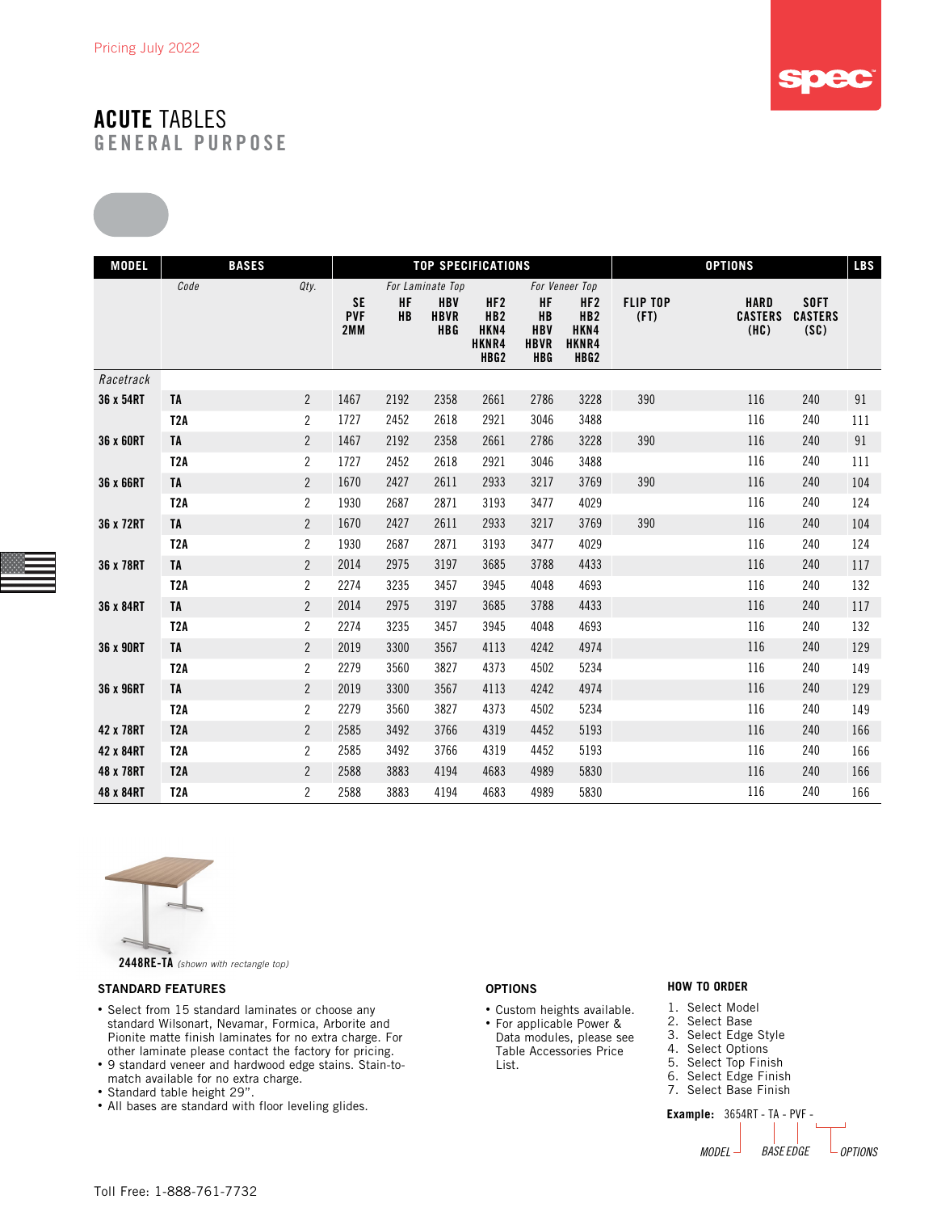Pricing July 2022

# ACUTE TABLES
## GENERAL PURPOSE

| MODEL | BASES | | TOP SPECIFICATIONS | | | | | | OPTIONS | | | LBS |
|---|---|---|---|---|---|---|---|---|---|---|---|---|
| | Code | Qty. | For Laminate Top | | | | For Veneer Top | | | | | |
| | | | SE PVF 2MM | HF HB | HBV HBVR HBG | HF2 HB2 HKN4 HKNR4 HBG2 | HF HB HBV HBVR HBG | HF2 HB2 HKN4 HKNR4 HBG2 | FLIP TOP (FT) | HARD CASTERS (HC) | SOFT CASTERS (SC) | |
| *Racetrack* | | | | | | | | | | | | |
| **36 x 54RT** | **TA** | 2 | 1467 | 2192 | 2358 | 2661 | 2786 | 3228 | 390 | 116 | 240 | 91 |
| | **T2A** | 2 | 1727 | 2452 | 2618 | 2921 | 3046 | 3488 | | 116 | 240 | 111 |
| **36 x 60RT** | **TA** | 2 | 1467 | 2192 | 2358 | 2661 | 2786 | 3228 | 390 | 116 | 240 | 91 |
| | **T2A** | 2 | 1727 | 2452 | 2618 | 2921 | 3046 | 3488 | | 116 | 240 | 111 |
| **36 x 66RT** | **TA** | 2 | 1670 | 2427 | 2611 | 2933 | 3217 | 3769 | 390 | 116 | 240 | 104 |
| | **T2A** | 2 | 1930 | 2687 | 2871 | 3193 | 3477 | 4029 | | 116 | 240 | 124 |
| **36 x 72RT** | **TA** | 2 | 1670 | 2427 | 2611 | 2933 | 3217 | 3769 | 390 | 116 | 240 | 104 |
| | **T2A** | 2 | 1930 | 2687 | 2871 | 3193 | 3477 | 4029 | | 116 | 240 | 124 |
| **36 x 78RT** | **TA** | 2 | 2014 | 2975 | 3197 | 3685 | 3788 | 4433 | | 116 | 240 | 117 |
| | **T2A** | 2 | 2274 | 3235 | 3457 | 3945 | 4048 | 4693 | | 116 | 240 | 132 |
| **36 x 84RT** | **TA** | 2 | 2014 | 2975 | 3197 | 3685 | 3788 | 4433 | | 116 | 240 | 117 |
| | **T2A** | 2 | 2274 | 3235 | 3457 | 3945 | 4048 | 4693 | | 116 | 240 | 132 |
| **36 x 90RT** | **TA** | 2 | 2019 | 3300 | 3567 | 4113 | 4242 | 4974 | | 116 | 240 | 129 |
| | **T2A** | 2 | 2279 | 3560 | 3827 | 4373 | 4502 | 5234 | | 116 | 240 | 149 |
| **36 x 96RT** | **TA** | 2 | 2019 | 3300 | 3567 | 4113 | 4242 | 4974 | | 116 | 240 | 129 |
| | **T2A** | 2 | 2279 | 3560 | 3827 | 4373 | 4502 | 5234 | | 116 | 240 | 149 |
| **42 x 78RT** | **T2A** | 2 | 2585 | 3492 | 3766 | 4319 | 4452 | 5193 | | 116 | 240 | 166 |
| **42 x 84RT** | **T2A** | 2 | 2585 | 3492 | 3766 | 4319 | 4452 | 5193 | | 116 | 240 | 166 |
| **48 x 78RT** | **T2A** | 2 | 2588 | 3883 | 4194 | 4683 | 4989 | 5830 | | 116 | 240 | 166 |
| **48 x 84RT** | **T2A** | 2 | 2588 | 3883 | 4194 | 4683 | 4989 | 5830 | | 116 | 240 | 166 |

**2448RE-TA** *(shown with rectangle top)*

### STANDARD FEATURES

- Select from 15 standard laminates or choose any standard Wilsonart, Nevamar, Formica, Arborite and Pionite matte finish laminates for no extra charge. For other laminate please contact the factory for pricing.
- 9 standard veneer and hardwood edge stains. Stain-to-match available for no extra charge.
- Standard table height 29".
- All bases are standard with floor leveling glides.

### OPTIONS

- Custom heights available.
- For applicable Power & Data modules, please see Table Accessories Price List.

### HOW TO ORDER

1. Select Model
2. Select Base
3. Select Edge Style
4. Select Options
5. Select Top Finish
6. Select Edge Finish
7. Select Base Finish

**Example:** 3654RT - TA - PVF -

*MODEL* &nbsp; *BASE* &nbsp; *EDGE* &nbsp; *OPTIONS*

Toll Free: 1-888-761-7732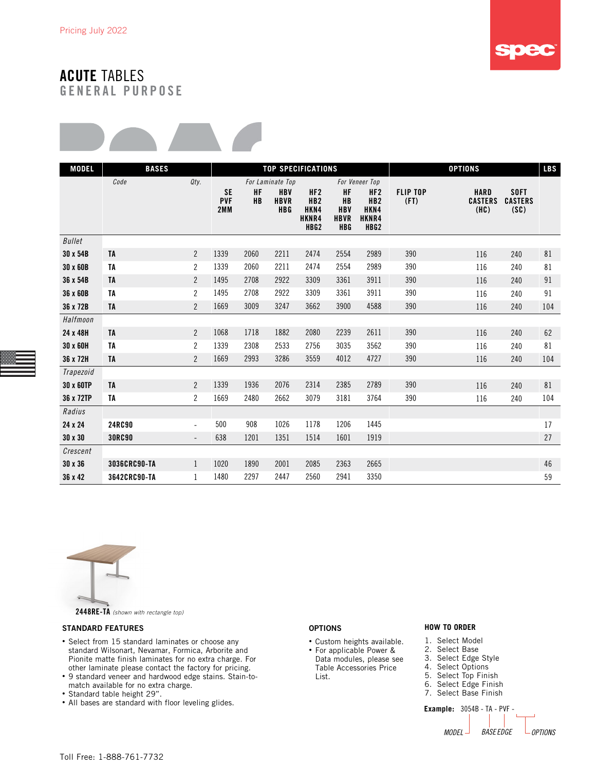Pricing July 2022

# ACUTE TABLES
## GENERAL PURPOSE

| MODEL | BASES | | TOP SPECIFICATIONS | | | | | | OPTIONS | | | LBS |
|---|---|---|---|---|---|---|---|---|---|---|---|---|
| | Code | Qty. | | For Laminate Top | | | For Veneer Top | | | | | |
| | | | SE PVF 2MM | HF HB | HBV HBVR HBG | HF2 HB2 HKN4 HKNR4 HBG2 | HF HB HBV HBVR HBG | HF2 HB2 HKN4 HKNR4 HBG2 | FLIP TOP (FT) | HARD CASTERS (HC) | SOFT CASTERS (SC) | |
| *Bullet* | | | | | | | | | | | | |
| 30 x 54B | TA | 2 | 1339 | 2060 | 2211 | 2474 | 2554 | 2989 | 390 | 116 | 240 | 81 |
| 30 x 60B | TA | 2 | 1339 | 2060 | 2211 | 2474 | 2554 | 2989 | 390 | 116 | 240 | 81 |
| 36 x 54B | TA | 2 | 1495 | 2708 | 2922 | 3309 | 3361 | 3911 | 390 | 116 | 240 | 91 |
| 36 x 60B | TA | 2 | 1495 | 2708 | 2922 | 3309 | 3361 | 3911 | 390 | 116 | 240 | 91 |
| 36 x 72B | TA | 2 | 1669 | 3009 | 3247 | 3662 | 3900 | 4588 | 390 | 116 | 240 | 104 |
| *Halfmoon* | | | | | | | | | | | | |
| 24 x 48H | TA | 2 | 1068 | 1718 | 1882 | 2080 | 2239 | 2611 | 390 | 116 | 240 | 62 |
| 30 x 60H | TA | 2 | 1339 | 2308 | 2533 | 2756 | 3035 | 3562 | 390 | 116 | 240 | 81 |
| 36 x 72H | TA | 2 | 1669 | 2993 | 3286 | 3559 | 4012 | 4727 | 390 | 116 | 240 | 104 |
| *Trapezoid* | | | | | | | | | | | | |
| 30 x 60TP | TA | 2 | 1339 | 1936 | 2076 | 2314 | 2385 | 2789 | 390 | 116 | 240 | 81 |
| 36 x 72TP | TA | 2 | 1669 | 2480 | 2662 | 3079 | 3181 | 3764 | 390 | 116 | 240 | 104 |
| *Radius* | | | | | | | | | | | | |
| 24 x 24 | 24RC90 | - | 500 | 908 | 1026 | 1178 | 1206 | 1445 | | | | 17 |
| 30 x 30 | 30RC90 | - | 638 | 1201 | 1351 | 1514 | 1601 | 1919 | | | | 27 |
| *Crescent* | | | | | | | | | | | | |
| 30 x 36 | 3036CRC90-TA | 1 | 1020 | 1890 | 2001 | 2085 | 2363 | 2665 | | | | 46 |
| 36 x 42 | 3642CRC90-TA | 1 | 1480 | 2297 | 2447 | 2560 | 2941 | 3350 | | | | 59 |

**2448RE-TA** *(shown with rectangle top)*

### STANDARD FEATURES

- Select from 15 standard laminates or choose any standard Wilsonart, Nevamar, Formica, Arborite and Pionite matte finish laminates for no extra charge. For other laminate please contact the factory for pricing.
- 9 standard veneer and hardwood edge stains. Stain-to-match available for no extra charge.
- Standard table height 29".
- All bases are standard with floor leveling glides.

### OPTIONS

- Custom heights available.
- For applicable Power & Data modules, please see Table Accessories Price List.

### HOW TO ORDER

1. Select Model
2. Select Base
3. Select Edge Style
4. Select Options
5. Select Top Finish
6. Select Edge Finish
7. Select Base Finish

**Example:** 3054B - TA - PVF -

*MODEL BASE EDGE OPTIONS*

Toll Free: 1-888-761-7732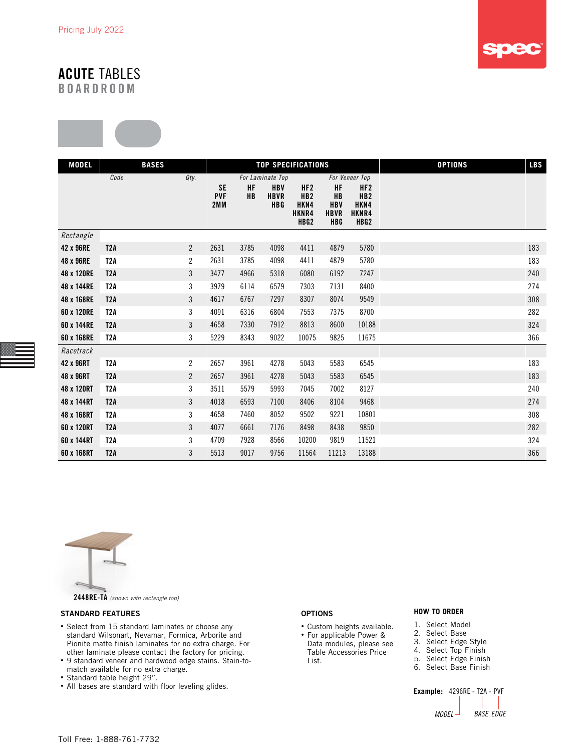Pricing July 2022

# ACUTE TABLES
## BOARDROOM

| MODEL | BASES | | TOP SPECIFICATIONS | | | | | | OPTIONS | LBS |
|---|---|---|---|---|---|---|---|---|---|---|
| | Code | Qty. | | For Laminate Top | | | For Veneer Top | | | |
| | | | SE PVF 2MM | HF HB | HBV HBVR HBG | HF2 HB2 HKN4 HKNR4 HBG2 | HF HB HBV HBVR HBG | HF2 HB2 HKN4 HKNR4 HBG2 | | |
| *Rectangle* | | | | | | | | | | |
| **42 x 96RE** | **T2A** | 2 | 2631 | 3785 | 4098 | 4411 | 4879 | 5780 | | 183 |
| **48 x 96RE** | **T2A** | 2 | 2631 | 3785 | 4098 | 4411 | 4879 | 5780 | | 183 |
| **48 x 120RE** | **T2A** | 3 | 3477 | 4966 | 5318 | 6080 | 6192 | 7247 | | 240 |
| **48 x 144RE** | **T2A** | 3 | 3979 | 6114 | 6579 | 7303 | 7131 | 8400 | | 274 |
| **48 x 168RE** | **T2A** | 3 | 4617 | 6767 | 7297 | 8307 | 8074 | 9549 | | 308 |
| **60 x 120RE** | **T2A** | 3 | 4091 | 6316 | 6804 | 7553 | 7375 | 8700 | | 282 |
| **60 x 144RE** | **T2A** | 3 | 4658 | 7330 | 7912 | 8813 | 8600 | 10188 | | 324 |
| **60 x 168RE** | **T2A** | 3 | 5229 | 8343 | 9022 | 10075 | 9825 | 11675 | | 366 |
| *Racetrack* | | | | | | | | | | |
| **42 x 96RT** | **T2A** | 2 | 2657 | 3961 | 4278 | 5043 | 5583 | 6545 | | 183 |
| **48 x 96RT** | **T2A** | 2 | 2657 | 3961 | 4278 | 5043 | 5583 | 6545 | | 183 |
| **48 x 120RT** | **T2A** | 3 | 3511 | 5579 | 5993 | 7045 | 7002 | 8127 | | 240 |
| **48 x 144RT** | **T2A** | 3 | 4018 | 6593 | 7100 | 8406 | 8104 | 9468 | | 274 |
| **48 x 168RT** | **T2A** | 3 | 4658 | 7460 | 8052 | 9502 | 9221 | 10801 | | 308 |
| **60 x 120RT** | **T2A** | 3 | 4077 | 6661 | 7176 | 8498 | 8438 | 9850 | | 282 |
| **60 x 144RT** | **T2A** | 3 | 4709 | 7928 | 8566 | 10200 | 9819 | 11521 | | 324 |
| **60 x 168RT** | **T2A** | 3 | 5513 | 9017 | 9756 | 11564 | 11213 | 13188 | | 366 |

**2448RE-TA** *(shown with rectangle top)*

### STANDARD FEATURES

- Select from 15 standard laminates or choose any standard Wilsonart, Nevamar, Formica, Arborite and Pionite matte finish laminates for no extra charge. For other laminate please contact the factory for pricing.
- 9 standard veneer and hardwood edge stains. Stain-to-match available for no extra charge.
- Standard table height 29".
- All bases are standard with floor leveling glides.

### OPTIONS

- Custom heights available.
- For applicable Power & Data modules, please see Table Accessories Price List.

### HOW TO ORDER

1. Select Model
2. Select Base
3. Select Edge Style
4. Select Top Finish
5. Select Edge Finish
6. Select Base Finish

**Example:** 4296RE - T2A - PVF

*MODEL* — *BASE* — *EDGE*

Toll Free: 1-888-761-7732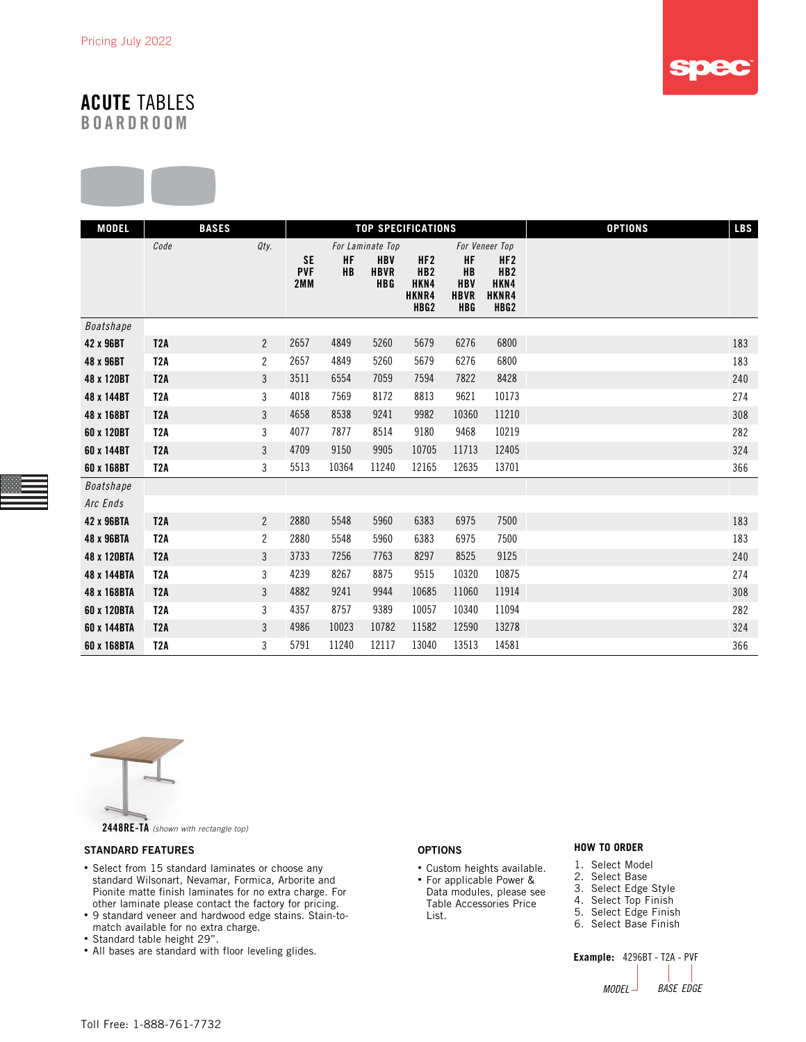Pricing July 2022

# ACUTE TABLES
## BOARDROOM

| MODEL | BASES | | TOP SPECIFICATIONS | | | | | | OPTIONS | LBS |
|---|---|---|---|---|---|---|---|---|---|---|
| | Code | Qty. | | For Laminate Top | | | For Veneer Top | | | |
| | | | SE PVF 2MM | HF HB | HBV HBVR HBG | HF2 HB2 HKN4 HKNR4 HBG2 | HF HB HBV HBVR HBG | HF2 HB2 HKN4 HKNR4 HBG2 | | |
| *Boatshape* | | | | | | | | | | |
| 42 x 96BT | T2A | 2 | 2657 | 4849 | 5260 | 5679 | 6276 | 6800 | | 183 |
| 48 x 96BT | T2A | 2 | 2657 | 4849 | 5260 | 5679 | 6276 | 6800 | | 183 |
| 48 x 120BT | T2A | 3 | 3511 | 6554 | 7059 | 7594 | 7822 | 8428 | | 240 |
| 48 x 144BT | T2A | 3 | 4018 | 7569 | 8172 | 8813 | 9621 | 10173 | | 274 |
| 48 x 168BT | T2A | 3 | 4658 | 8538 | 9241 | 9982 | 10360 | 11210 | | 308 |
| 60 x 120BT | T2A | 3 | 4077 | 7877 | 8514 | 9180 | 9468 | 10219 | | 282 |
| 60 x 144BT | T2A | 3 | 4709 | 9150 | 9905 | 10705 | 11713 | 12405 | | 324 |
| 60 x 168BT | T2A | 3 | 5513 | 10364 | 11240 | 12165 | 12635 | 13701 | | 366 |
| *Boatshape Arc Ends* | | | | | | | | | | |
| 42 x 96BTA | T2A | 2 | 2880 | 5548 | 5960 | 6383 | 6975 | 7500 | | 183 |
| 48 x 96BTA | T2A | 2 | 2880 | 5548 | 5960 | 6383 | 6975 | 7500 | | 183 |
| 48 x 120BTA | T2A | 3 | 3733 | 7256 | 7763 | 8297 | 8525 | 9125 | | 240 |
| 48 x 144BTA | T2A | 3 | 4239 | 8267 | 8875 | 9515 | 10320 | 10875 | | 274 |
| 48 x 168BTA | T2A | 3 | 4882 | 9241 | 9944 | 10685 | 11060 | 11914 | | 308 |
| 60 x 120BTA | T2A | 3 | 4357 | 8757 | 9389 | 10057 | 10340 | 11094 | | 282 |
| 60 x 144BTA | T2A | 3 | 4986 | 10023 | 10782 | 11582 | 12590 | 13278 | | 324 |
| 60 x 168BTA | T2A | 3 | 5791 | 11240 | 12117 | 13040 | 13513 | 14581 | | 366 |

**2448RE-TA** *(shown with rectangle top)*

### STANDARD FEATURES

- Select from 15 standard laminates or choose any standard Wilsonart, Nevamar, Formica, Arborite and Pionite matte finish laminates for no extra charge. For other laminate please contact the factory for pricing.
- 9 standard veneer and hardwood edge stains. Stain-to-match available for no extra charge.
- Standard table height 29".
- All bases are standard with floor leveling glides.

### OPTIONS

- Custom heights available.
- For applicable Power & Data modules, please see Table Accessories Price List.

### HOW TO ORDER

1. Select Model
2. Select Base
3. Select Edge Style
4. Select Top Finish
5. Select Edge Finish
6. Select Base Finish

**Example:** 4296BT - T2A - PVF

MODEL BASE EDGE

Toll Free: 1-888-761-7732